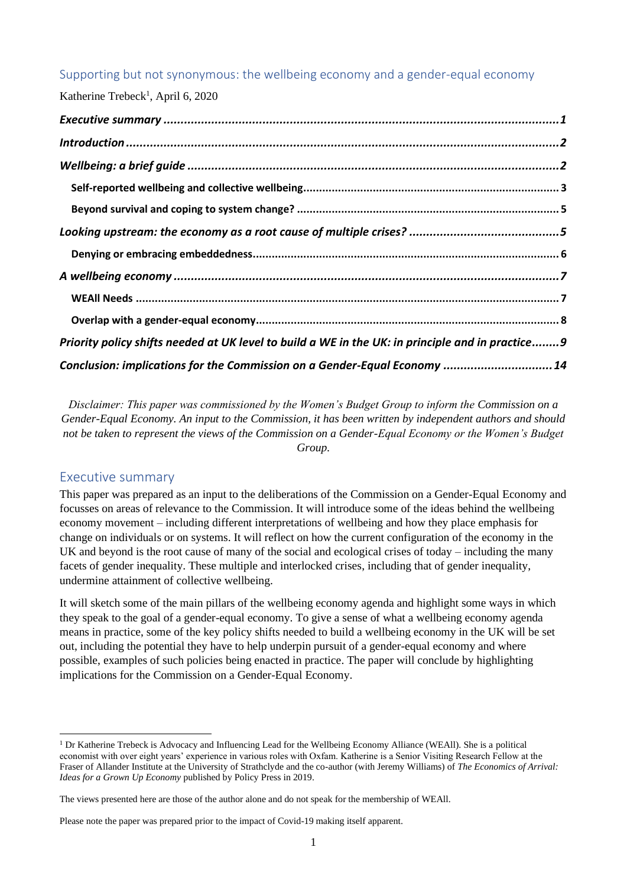## Supporting but not synonymous: the wellbeing economy and a gender-equal economy

Katherine Trebeck[1], April 6, 2020

***Executive summary*** .......... ***1***

***Introduction*** .......... ***2***

***Wellbeing: a brief guide*** .......... ***2***

**Self-reported wellbeing and collective wellbeing** .......... **3**

**Beyond survival and coping to system change?** .......... **5**

***Looking upstream: the economy as a root cause of multiple crises?*** .......... ***5***

**Denying or embracing embeddedness** .......... **6**

***A wellbeing economy*** .......... ***7***

**WEAll Needs** .......... **7**

**Overlap with a gender-equal economy** .......... **8**

***Priority policy shifts needed at UK level to build a WE in the UK: in principle and in practice*** .......... ***9***

***Conclusion: implications for the Commission on a Gender-Equal Economy*** .......... ***14***

*Disclaimer: This paper was commissioned by the Women's Budget Group to inform the Commission on a Gender-Equal Economy. An input to the Commission, it has been written by independent authors and should not be taken to represent the views of the Commission on a Gender-Equal Economy or the Women's Budget Group.*

## Executive summary

This paper was prepared as an input to the deliberations of the Commission on a Gender-Equal Economy and focusses on areas of relevance to the Commission. It will introduce some of the ideas behind the wellbeing economy movement – including different interpretations of wellbeing and how they place emphasis for change on individuals or on systems. It will reflect on how the current configuration of the economy in the UK and beyond is the root cause of many of the social and ecological crises of today – including the many facets of gender inequality. These multiple and interlocked crises, including that of gender inequality, undermine attainment of collective wellbeing.

It will sketch some of the main pillars of the wellbeing economy agenda and highlight some ways in which they speak to the goal of a gender-equal economy. To give a sense of what a wellbeing economy agenda means in practice, some of the key policy shifts needed to build a wellbeing economy in the UK will be set out, including the potential they have to help underpin pursuit of a gender-equal economy and where possible, examples of such policies being enacted in practice. The paper will conclude by highlighting implications for the Commission on a Gender-Equal Economy.

---

[1] Dr Katherine Trebeck is Advocacy and Influencing Lead for the Wellbeing Economy Alliance (WEAll). She is a political economist with over eight years' experience in various roles with Oxfam. Katherine is a Senior Visiting Research Fellow at the Fraser of Allander Institute at the University of Strathclyde and the co-author (with Jeremy Williams) of *The Economics of Arrival: Ideas for a Grown Up Economy* published by Policy Press in 2019.

The views presented here are those of the author alone and do not speak for the membership of WEAll.

Please note the paper was prepared prior to the impact of Covid-19 making itself apparent.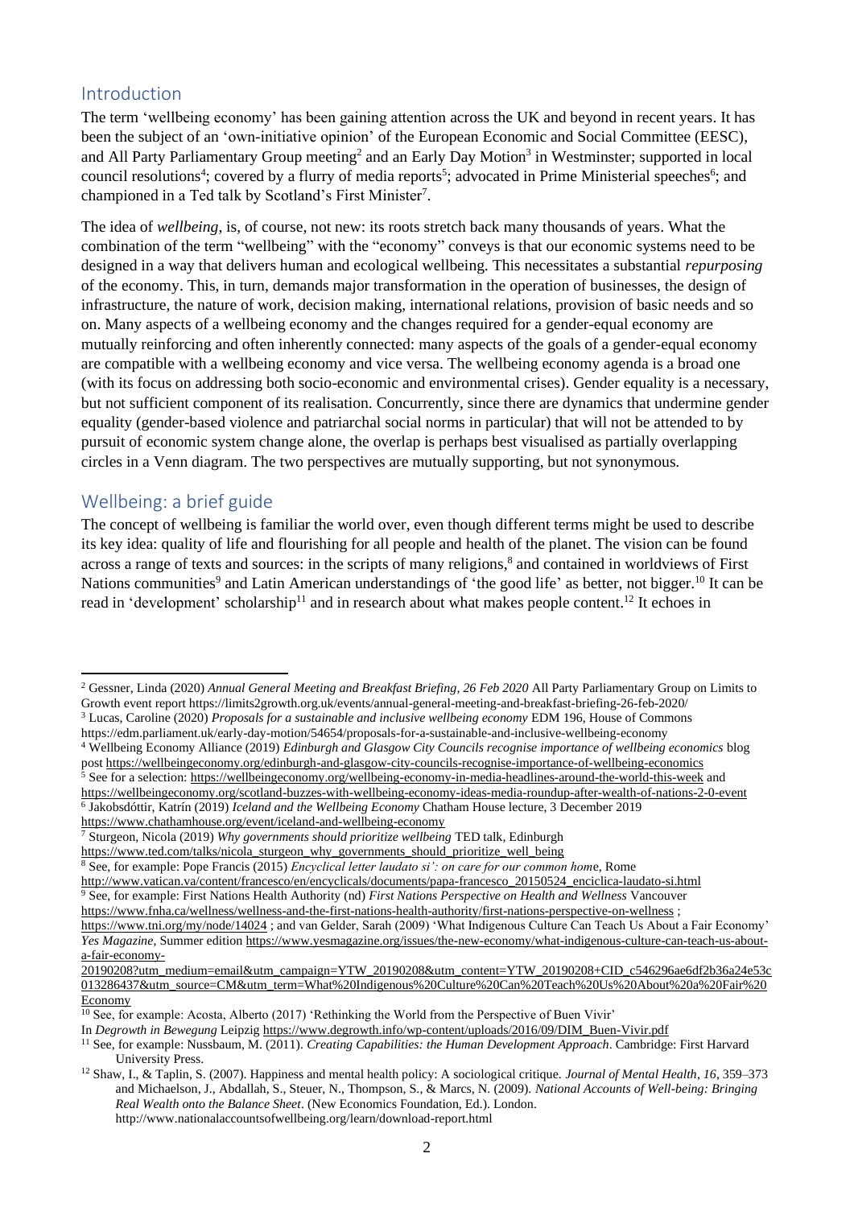## Introduction

The term 'wellbeing economy' has been gaining attention across the UK and beyond in recent years. It has been the subject of an 'own-initiative opinion' of the European Economic and Social Committee (EESC), and All Party Parliamentary Group meeting[2] and an Early Day Motion[3] in Westminster; supported in local council resolutions[4]; covered by a flurry of media reports[5]; advocated in Prime Ministerial speeches[6]; and championed in a Ted talk by Scotland's First Minister[7].

The idea of *wellbeing*, is, of course, not new: its roots stretch back many thousands of years. What the combination of the term "wellbeing" with the "economy" conveys is that our economic systems need to be designed in a way that delivers human and ecological wellbeing. This necessitates a substantial *repurposing* of the economy. This, in turn, demands major transformation in the operation of businesses, the design of infrastructure, the nature of work, decision making, international relations, provision of basic needs and so on. Many aspects of a wellbeing economy and the changes required for a gender-equal economy are mutually reinforcing and often inherently connected: many aspects of the goals of a gender-equal economy are compatible with a wellbeing economy and vice versa. The wellbeing economy agenda is a broad one (with its focus on addressing both socio-economic and environmental crises). Gender equality is a necessary, but not sufficient component of its realisation. Concurrently, since there are dynamics that undermine gender equality (gender-based violence and patriarchal social norms in particular) that will not be attended to by pursuit of economic system change alone, the overlap is perhaps best visualised as partially overlapping circles in a Venn diagram. The two perspectives are mutually supporting, but not synonymous.

## Wellbeing: a brief guide

The concept of wellbeing is familiar the world over, even though different terms might be used to describe its key idea: quality of life and flourishing for all people and health of the planet. The vision can be found across a range of texts and sources: in the scripts of many religions,[8] and contained in worldviews of First Nations communities[9] and Latin American understandings of 'the good life' as better, not bigger.[10] It can be read in 'development' scholarship[11] and in research about what makes people content.[12] It echoes in

---

[2] Gessner, Linda (2020) *Annual General Meeting and Breakfast Briefing, 26 Feb 2020* All Party Parliamentary Group on Limits to Growth event report https://limits2growth.org.uk/events/annual-general-meeting-and-breakfast-briefing-26-feb-2020/

[3] Lucas, Caroline (2020) *Proposals for a sustainable and inclusive wellbeing economy* EDM 196, House of Commons https://edm.parliament.uk/early-day-motion/54654/proposals-for-a-sustainable-and-inclusive-wellbeing-economy

[4] Wellbeing Economy Alliance (2019) *Edinburgh and Glasgow City Councils recognise importance of wellbeing economics* blog post https://wellbeingeconomy.org/edinburgh-and-glasgow-city-councils-recognise-importance-of-wellbeing-economics

[5] See for a selection: https://wellbeingeconomy.org/wellbeing-economy-in-media-headlines-around-the-world-this-week and https://wellbeingeconomy.org/scotland-buzzes-with-wellbeing-economy-ideas-media-roundup-after-wealth-of-nations-2-0-event

[6] Jakobsdóttir, Katrín (2019) *Iceland and the Wellbeing Economy* Chatham House lecture, 3 December 2019 https://www.chathamhouse.org/event/iceland-and-wellbeing-economy

[7] Sturgeon, Nicola (2019) *Why governments should prioritize wellbeing* TED talk, Edinburgh https://www.ted.com/talks/nicola_sturgeon_why_governments_should_prioritize_well_being

[8] See, for example: Pope Francis (2015) *Encyclical letter laudato si': on care for our common home*, Rome http://www.vatican.va/content/francesco/en/encyclicals/documents/papa-francesco_20150524_enciclica-laudato-si.html

[9] See, for example: First Nations Health Authority (nd) *First Nations Perspective on Health and Wellness* Vancouver https://www.fnha.ca/wellness/wellness-and-the-first-nations-health-authority/first-nations-perspective-on-wellness ; https://www.tni.org/my/node/14024 ; and van Gelder, Sarah (2009) 'What Indigenous Culture Can Teach Us About a Fair Economy' *Yes Magazine*, Summer edition https://www.yesmagazine.org/issues/the-new-economy/what-indigenous-culture-can-teach-us-about-a-fair-economy-20190208?utm_medium=email&utm_campaign=YTW_20190208&utm_content=YTW_20190208+CID_c546296ae6df2b36a24e53c013286437&utm_source=CM&utm_term=What%20Indigenous%20Culture%20Can%20Teach%20Us%20About%20a%20Fair%20Economy

[10] See, for example: Acosta, Alberto (2017) 'Rethinking the World from the Perspective of Buen Vivir' In *Degrowth in Bewegung* Leipzig https://www.degrowth.info/wp-content/uploads/2016/09/DIM_Buen-Vivir.pdf

[11] See, for example: Nussbaum, M. (2011). *Creating Capabilities: the Human Development Approach*. Cambridge: First Harvard University Press.

[12] Shaw, I., & Taplin, S. (2007). Happiness and mental health policy: A sociological critique. *Journal of Mental Health*, *16*, 359–373 and Michaelson, J., Abdallah, S., Steuer, N., Thompson, S., & Marcs, N. (2009). *National Accounts of Well-being: Bringing Real Wealth onto the Balance Sheet*. (New Economics Foundation, Ed.). London. http://www.nationalaccountsofwellbeing.org/learn/download-report.html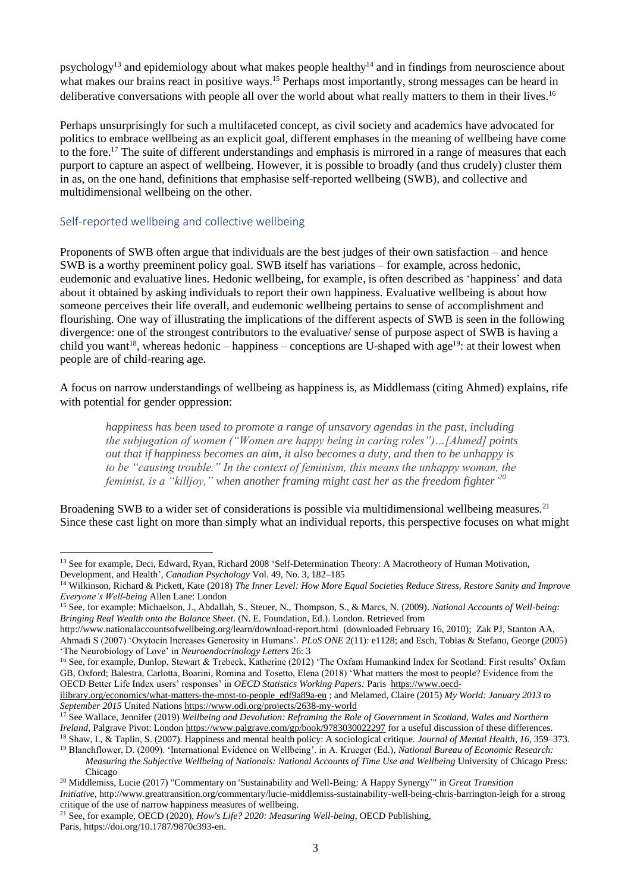psychology[13] and epidemiology about what makes people healthy[14] and in findings from neuroscience about what makes our brains react in positive ways.[15] Perhaps most importantly, strong messages can be heard in deliberative conversations with people all over the world about what really matters to them in their lives.[16]

Perhaps unsurprisingly for such a multifaceted concept, as civil society and academics have advocated for politics to embrace wellbeing as an explicit goal, different emphases in the meaning of wellbeing have come to the fore.[17] The suite of different understandings and emphasis is mirrored in a range of measures that each purport to capture an aspect of wellbeing. However, it is possible to broadly (and thus crudely) cluster them in as, on the one hand, definitions that emphasise self-reported wellbeing (SWB), and collective and multidimensional wellbeing on the other.

## Self-reported wellbeing and collective wellbeing

Proponents of SWB often argue that individuals are the best judges of their own satisfaction – and hence SWB is a worthy preeminent policy goal. SWB itself has variations – for example, across hedonic, eudemonic and evaluative lines. Hedonic wellbeing, for example, is often described as 'happiness' and data about it obtained by asking individuals to report their own happiness. Evaluative wellbeing is about how someone perceives their life overall, and eudemonic wellbeing pertains to sense of accomplishment and flourishing. One way of illustrating the implications of the different aspects of SWB is seen in the following divergence: one of the strongest contributors to the evaluative/ sense of purpose aspect of SWB is having a child you want[18], whereas hedonic – happiness – conceptions are U-shaped with age[19]: at their lowest when people are of child-rearing age.

A focus on narrow understandings of wellbeing as happiness is, as Middlemass (citing Ahmed) explains, rife with potential for gender oppression:

> *happiness has been used to promote a range of unsavory agendas in the past, including the subjugation of women ("Women are happy being in caring roles")…[Ahmed] points out that if happiness becomes an aim, it also becomes a duty, and then to be unhappy is to be "causing trouble." In the context of feminism, this means the unhappy woman, the feminist, is a "killjoy," when another framing might cast her as the freedom fighter'*[20]

Broadening SWB to a wider set of considerations is possible via multidimensional wellbeing measures.[21] Since these cast light on more than simply what an individual reports, this perspective focuses on what might

---

[13] See for example, Deci, Edward, Ryan, Richard 2008 'Self-Determination Theory: A Macrotheory of Human Motivation, Development, and Health', *Canadian Psychology* Vol. 49, No. 3, 182–185

[14] Wilkinson, Richard & Pickett, Kate (2018) *The Inner Level: How More Equal Societies Reduce Stress, Restore Sanity and Improve Everyone's Well-being* Allen Lane: London

[15] See, for example: Michaelson, J., Abdallah, S., Steuer, N., Thompson, S., & Marcs, N. (2009). *National Accounts of Well-being: Bringing Real Wealth onto the Balance Sheet*. (N. E. Foundation, Ed.). London. Retrieved from http://www.nationalaccountsofwellbeing.org/learn/download-report.html (downloaded February 16, 2010); Zak PJ, Stanton AA, Ahmadi S (2007) 'Oxytocin Increases Generosity in Humans'. *PLoS ONE* 2(11): e1128; and Esch, Tobias & Stefano, George (2005) 'The Neurobiology of Love' in *Neuroendocrinology Letters* 26: 3

[16] See, for example, Dunlop, Stewart & Trebeck, Katherine (2012) 'The Oxfam Humankind Index for Scotland: First results' Oxfam GB, Oxford; Balestra, Carlotta, Boarini, Romina and Tosetto, Elena (2018) 'What matters the most to people? Evidence from the OECD Better Life Index users' responses' in *OECD Statistics Working Papers:* Paris https://www.oecd-ilibrary.org/economics/what-matters-the-most-to-people_edf9a89a-en ; and Melamed, Claire (2015) *My World: January 2013 to September 2015* United Nations https://www.odi.org/projects/2638-my-world

[17] See Wallace, Jennifer (2019) *Wellbeing and Devolution: Reframing the Role of Government in Scotland, Wales and Northern Ireland*, Palgrave Pivot: London https://www.palgrave.com/gp/book/9783030022297 for a useful discussion of these differences.

[18] Shaw, I., & Taplin, S. (2007). Happiness and mental health policy: A sociological critique. *Journal of Mental Health*, *16*, 359–373.

[19] Blanchflower, D. (2009). 'International Evidence on Wellbeing'. in A. Krueger (Ed.), *National Bureau of Economic Research: Measuring the Subjective Wellbeing of Nationals: National Accounts of Time Use and Wellbeing* University of Chicago Press: Chicago

[20] Middlemiss, Lucie (2017) "Commentary on 'Sustainability and Well-Being: A Happy Synergy'" in *Great Transition Initiative*, http://www.greattransition.org/commentary/lucie-middlemiss-sustainability-well-being-chris-barrington-leigh for a strong critique of the use of narrow happiness measures of wellbeing.

[21] See, for example, OECD (2020), *How's Life? 2020: Measuring Well-being*, OECD Publishing, Paris, https://doi.org/10.1787/9870c393-en.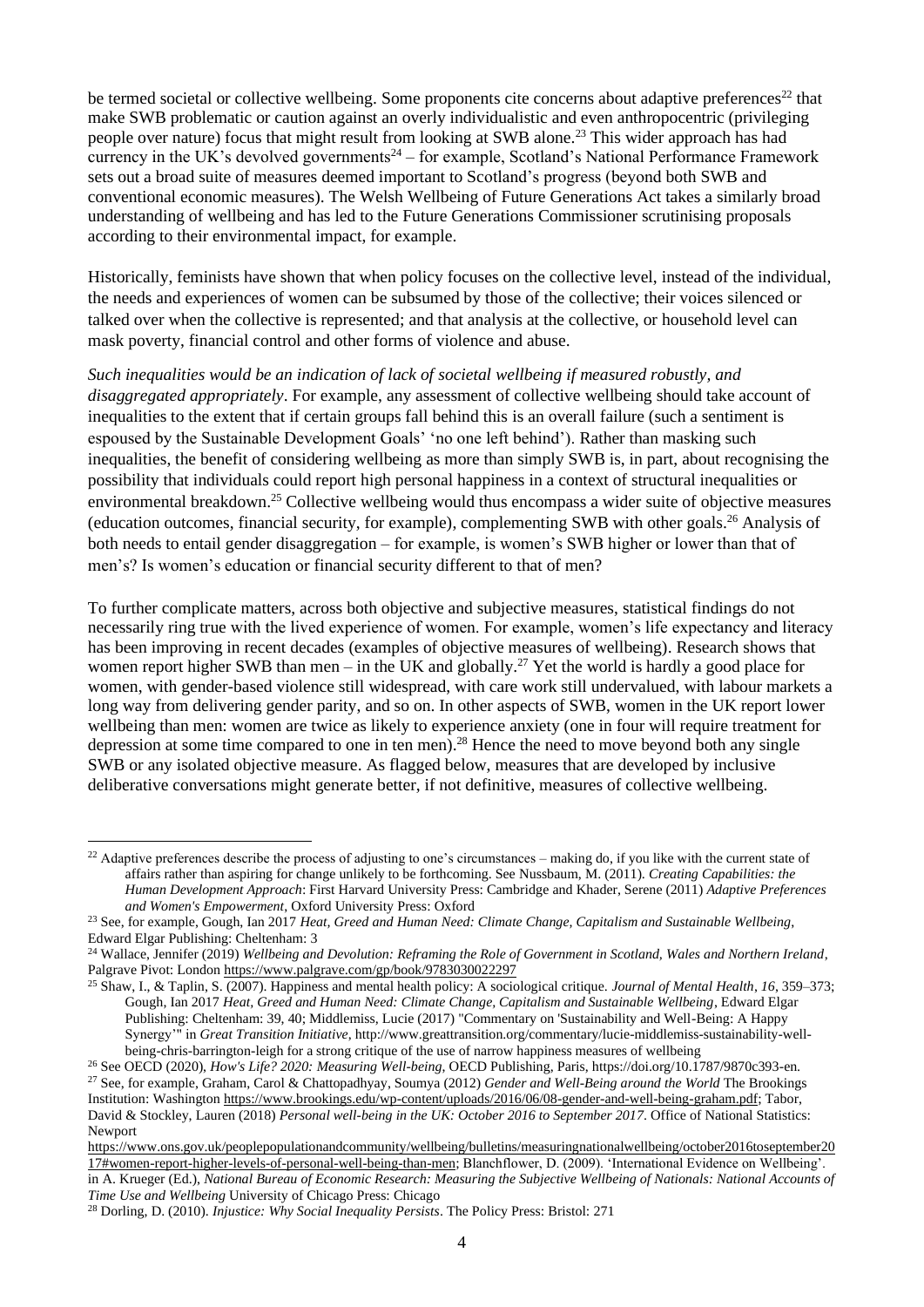be termed societal or collective wellbeing. Some proponents cite concerns about adaptive preferences[22] that make SWB problematic or caution against an overly individualistic and even anthropocentric (privileging people over nature) focus that might result from looking at SWB alone.[23] This wider approach has had currency in the UK's devolved governments[24] – for example, Scotland's National Performance Framework sets out a broad suite of measures deemed important to Scotland's progress (beyond both SWB and conventional economic measures). The Welsh Wellbeing of Future Generations Act takes a similarly broad understanding of wellbeing and has led to the Future Generations Commissioner scrutinising proposals according to their environmental impact, for example.

Historically, feminists have shown that when policy focuses on the collective level, instead of the individual, the needs and experiences of women can be subsumed by those of the collective; their voices silenced or talked over when the collective is represented; and that analysis at the collective, or household level can mask poverty, financial control and other forms of violence and abuse.

*Such inequalities would be an indication of lack of societal wellbeing if measured robustly, and disaggregated appropriately*. For example, any assessment of collective wellbeing should take account of inequalities to the extent that if certain groups fall behind this is an overall failure (such a sentiment is espoused by the Sustainable Development Goals' 'no one left behind'). Rather than masking such inequalities, the benefit of considering wellbeing as more than simply SWB is, in part, about recognising the possibility that individuals could report high personal happiness in a context of structural inequalities or environmental breakdown.[25] Collective wellbeing would thus encompass a wider suite of objective measures (education outcomes, financial security, for example), complementing SWB with other goals.[26] Analysis of both needs to entail gender disaggregation – for example, is women's SWB higher or lower than that of men's? Is women's education or financial security different to that of men?

To further complicate matters, across both objective and subjective measures, statistical findings do not necessarily ring true with the lived experience of women. For example, women's life expectancy and literacy has been improving in recent decades (examples of objective measures of wellbeing). Research shows that women report higher SWB than men – in the UK and globally.[27] Yet the world is hardly a good place for women, with gender-based violence still widespread, with care work still undervalued, with labour markets a long way from delivering gender parity, and so on. In other aspects of SWB, women in the UK report lower wellbeing than men: women are twice as likely to experience anxiety (one in four will require treatment for depression at some time compared to one in ten men).[28] Hence the need to move beyond both any single SWB or any isolated objective measure. As flagged below, measures that are developed by inclusive deliberative conversations might generate better, if not definitive, measures of collective wellbeing.

---

[22] Adaptive preferences describe the process of adjusting to one's circumstances – making do, if you like with the current state of affairs rather than aspiring for change unlikely to be forthcoming. See Nussbaum, M. (2011). *Creating Capabilities: the Human Development Approach*: First Harvard University Press: Cambridge and Khader, Serene (2011) *Adaptive Preferences and Women's Empowerment*, Oxford University Press: Oxford

[23] See, for example, Gough, Ian 2017 *Heat, Greed and Human Need: Climate Change, Capitalism and Sustainable Wellbeing*, Edward Elgar Publishing: Cheltenham: 3

[24] Wallace, Jennifer (2019) *Wellbeing and Devolution: Reframing the Role of Government in Scotland, Wales and Northern Ireland*, Palgrave Pivot: London https://www.palgrave.com/gp/book/9783030022297

[25] Shaw, I., & Taplin, S. (2007). Happiness and mental health policy: A sociological critique. *Journal of Mental Health*, *16*, 359–373; Gough, Ian 2017 *Heat, Greed and Human Need: Climate Change, Capitalism and Sustainable Wellbeing*, Edward Elgar Publishing: Cheltenham: 39, 40; Middlemiss, Lucie (2017) "Commentary on 'Sustainability and Well-Being: A Happy Synergy'" in *Great Transition Initiative*, http://www.greattransition.org/commentary/lucie-middlemiss-sustainability-well-being-chris-barrington-leigh for a strong critique of the use of narrow happiness measures of wellbeing

[26] See OECD (2020), *How's Life? 2020: Measuring Well-being*, OECD Publishing, Paris, https://doi.org/10.1787/9870c393-en.

[27] See, for example, Graham, Carol & Chattopadhyay, Soumya (2012) *Gender and Well-Being around the World* The Brookings Institution: Washington https://www.brookings.edu/wp-content/uploads/2016/06/08-gender-and-well-being-graham.pdf; Tabor, David & Stockley, Lauren (2018) *Personal well-being in the UK: October 2016 to September 2017*. Office of National Statistics: Newport https://www.ons.gov.uk/peoplepopulationandcommunity/wellbeing/bulletins/measuringnationalwellbeing/october2016toseptember2017#women-report-higher-levels-of-personal-well-being-than-men; Blanchflower, D. (2009). 'International Evidence on Wellbeing'. in A. Krueger (Ed.), *National Bureau of Economic Research: Measuring the Subjective Wellbeing of Nationals: National Accounts of Time Use and Wellbeing* University of Chicago Press: Chicago

[28] Dorling, D. (2010). *Injustice: Why Social Inequality Persists*. The Policy Press: Bristol: 271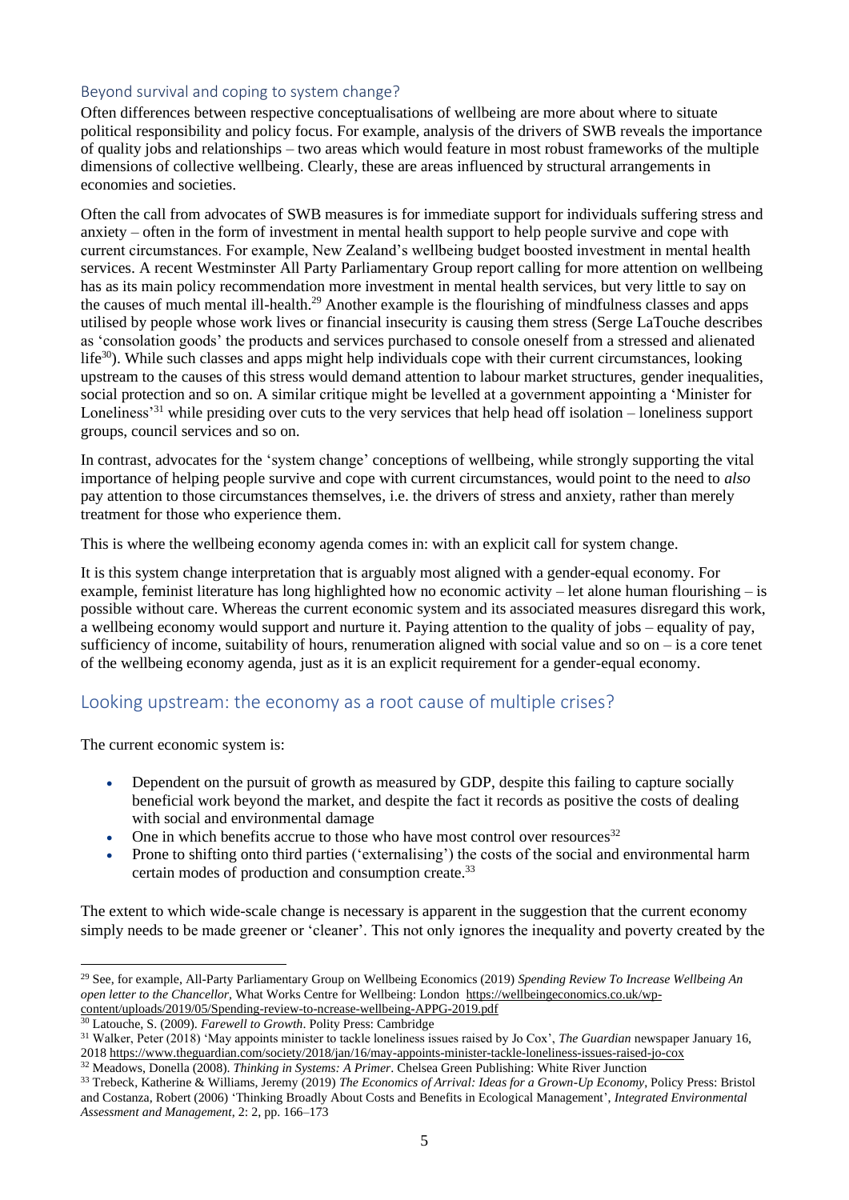### Beyond survival and coping to system change?

Often differences between respective conceptualisations of wellbeing are more about where to situate political responsibility and policy focus. For example, analysis of the drivers of SWB reveals the importance of quality jobs and relationships – two areas which would feature in most robust frameworks of the multiple dimensions of collective wellbeing. Clearly, these are areas influenced by structural arrangements in economies and societies.

Often the call from advocates of SWB measures is for immediate support for individuals suffering stress and anxiety – often in the form of investment in mental health support to help people survive and cope with current circumstances. For example, New Zealand's wellbeing budget boosted investment in mental health services. A recent Westminster All Party Parliamentary Group report calling for more attention on wellbeing has as its main policy recommendation more investment in mental health services, but very little to say on the causes of much mental ill-health.[29] Another example is the flourishing of mindfulness classes and apps utilised by people whose work lives or financial insecurity is causing them stress (Serge LaTouche describes as 'consolation goods' the products and services purchased to console oneself from a stressed and alienated life[30]). While such classes and apps might help individuals cope with their current circumstances, looking upstream to the causes of this stress would demand attention to labour market structures, gender inequalities, social protection and so on. A similar critique might be levelled at a government appointing a 'Minister for Loneliness'[31] while presiding over cuts to the very services that help head off isolation – loneliness support groups, council services and so on.

In contrast, advocates for the 'system change' conceptions of wellbeing, while strongly supporting the vital importance of helping people survive and cope with current circumstances, would point to the need to *also* pay attention to those circumstances themselves, i.e. the drivers of stress and anxiety, rather than merely treatment for those who experience them.

This is where the wellbeing economy agenda comes in: with an explicit call for system change.

It is this system change interpretation that is arguably most aligned with a gender-equal economy. For example, feminist literature has long highlighted how no economic activity – let alone human flourishing – is possible without care. Whereas the current economic system and its associated measures disregard this work, a wellbeing economy would support and nurture it. Paying attention to the quality of jobs – equality of pay, sufficiency of income, suitability of hours, renumeration aligned with social value and so on – is a core tenet of the wellbeing economy agenda, just as it is an explicit requirement for a gender-equal economy.

## Looking upstream: the economy as a root cause of multiple crises?

The current economic system is:

- Dependent on the pursuit of growth as measured by GDP, despite this failing to capture socially beneficial work beyond the market, and despite the fact it records as positive the costs of dealing with social and environmental damage
- One in which benefits accrue to those who have most control over resources[32]
- Prone to shifting onto third parties ('externalising') the costs of the social and environmental harm certain modes of production and consumption create.[33]

The extent to which wide-scale change is necessary is apparent in the suggestion that the current economy simply needs to be made greener or 'cleaner'. This not only ignores the inequality and poverty created by the

---

[29] See, for example, All-Party Parliamentary Group on Wellbeing Economics (2019) *Spending Review To Increase Wellbeing An open letter to the Chancellor*, What Works Centre for Wellbeing: London https://wellbeingeconomics.co.uk/wp-content/uploads/2019/05/Spending-review-to-ncrease-wellbeing-APPG-2019.pdf

[30] Latouche, S. (2009). *Farewell to Growth*. Polity Press: Cambridge

[31] Walker, Peter (2018) 'May appoints minister to tackle loneliness issues raised by Jo Cox', *The Guardian* newspaper January 16, 2018 https://www.theguardian.com/society/2018/jan/16/may-appoints-minister-tackle-loneliness-issues-raised-jo-cox

[32] Meadows, Donella (2008). *Thinking in Systems: A Primer*. Chelsea Green Publishing: White River Junction

[33] Trebeck, Katherine & Williams, Jeremy (2019) *The Economics of Arrival: Ideas for a Grown-Up Economy*, Policy Press: Bristol and Costanza, Robert (2006) 'Thinking Broadly About Costs and Benefits in Ecological Management', *Integrated Environmental Assessment and Management*, 2: 2, pp. 166–173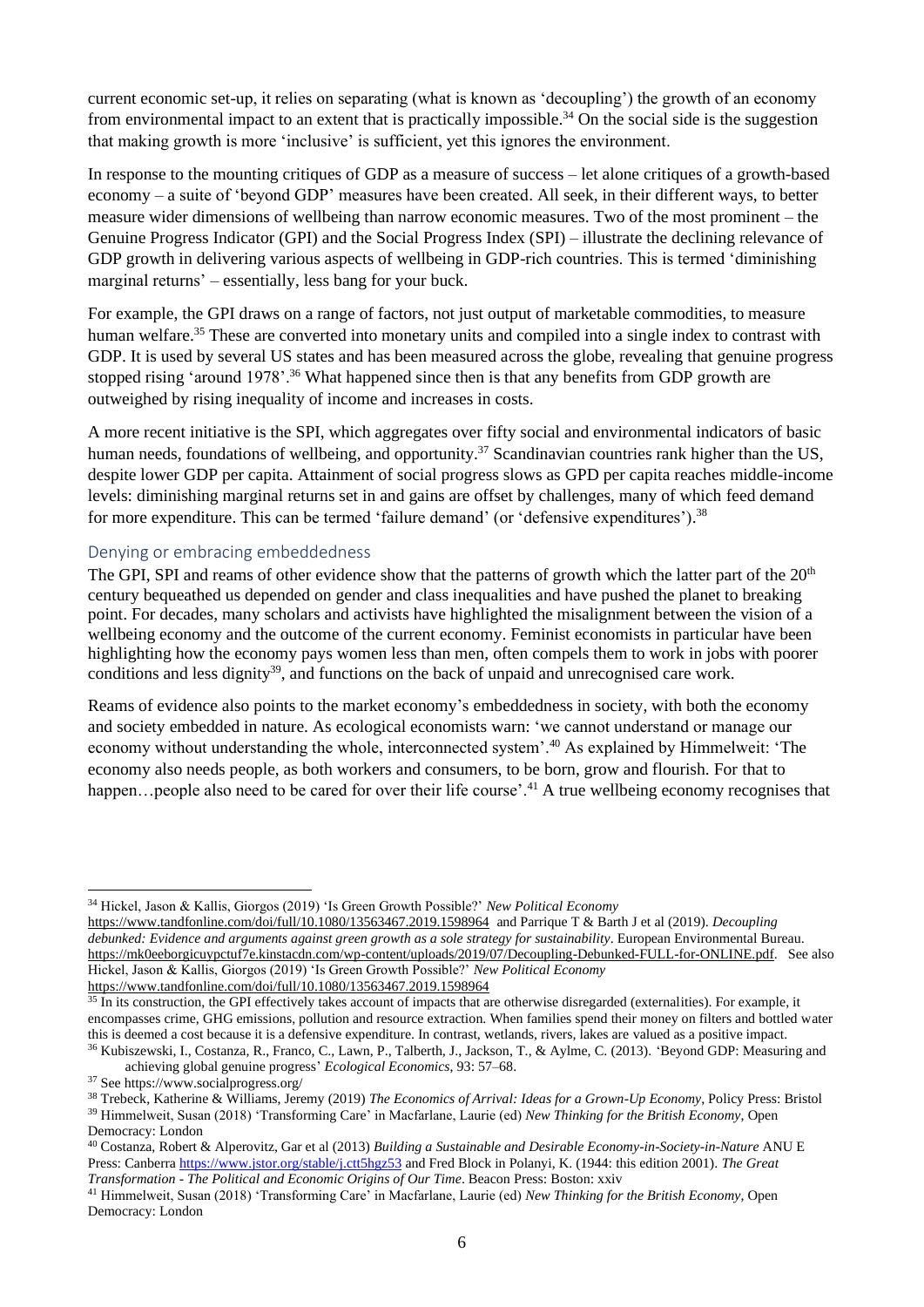current economic set-up, it relies on separating (what is known as 'decoupling') the growth of an economy from environmental impact to an extent that is practically impossible.[34] On the social side is the suggestion that making growth is more 'inclusive' is sufficient, yet this ignores the environment.

In response to the mounting critiques of GDP as a measure of success – let alone critiques of a growth-based economy – a suite of 'beyond GDP' measures have been created. All seek, in their different ways, to better measure wider dimensions of wellbeing than narrow economic measures. Two of the most prominent – the Genuine Progress Indicator (GPI) and the Social Progress Index (SPI) – illustrate the declining relevance of GDP growth in delivering various aspects of wellbeing in GDP-rich countries. This is termed 'diminishing marginal returns' – essentially, less bang for your buck.

For example, the GPI draws on a range of factors, not just output of marketable commodities, to measure human welfare.[35] These are converted into monetary units and compiled into a single index to contrast with GDP. It is used by several US states and has been measured across the globe, revealing that genuine progress stopped rising 'around 1978'.[36] What happened since then is that any benefits from GDP growth are outweighed by rising inequality of income and increases in costs.

A more recent initiative is the SPI, which aggregates over fifty social and environmental indicators of basic human needs, foundations of wellbeing, and opportunity.[37] Scandinavian countries rank higher than the US, despite lower GDP per capita. Attainment of social progress slows as GPD per capita reaches middle-income levels: diminishing marginal returns set in and gains are offset by challenges, many of which feed demand for more expenditure. This can be termed 'failure demand' (or 'defensive expenditures').[38]

## Denying or embracing embeddedness

The GPI, SPI and reams of other evidence show that the patterns of growth which the latter part of the 20th century bequeathed us depended on gender and class inequalities and have pushed the planet to breaking point. For decades, many scholars and activists have highlighted the misalignment between the vision of a wellbeing economy and the outcome of the current economy. Feminist economists in particular have been highlighting how the economy pays women less than men, often compels them to work in jobs with poorer conditions and less dignity[39], and functions on the back of unpaid and unrecognised care work.

Reams of evidence also points to the market economy's embeddedness in society, with both the economy and society embedded in nature. As ecological economists warn: 'we cannot understand or manage our economy without understanding the whole, interconnected system'.[40] As explained by Himmelweit: 'The economy also needs people, as both workers and consumers, to be born, grow and flourish. For that to happen…people also need to be cared for over their life course'.[41] A true wellbeing economy recognises that

---

[34] Hickel, Jason & Kallis, Giorgos (2019) 'Is Green Growth Possible?' *New Political Economy* https://www.tandfonline.com/doi/full/10.1080/13563467.2019.1598964 and Parrique T & Barth J et al (2019). *Decoupling debunked: Evidence and arguments against green growth as a sole strategy for sustainability*. European Environmental Bureau. https://mk0eeborgicuypctuf7e.kinstacdn.com/wp-content/uploads/2019/07/Decoupling-Debunked-FULL-for-ONLINE.pdf. See also Hickel, Jason & Kallis, Giorgos (2019) 'Is Green Growth Possible?' *New Political Economy* https://www.tandfonline.com/doi/full/10.1080/13563467.2019.1598964

[35] In its construction, the GPI effectively takes account of impacts that are otherwise disregarded (externalities). For example, it encompasses crime, GHG emissions, pollution and resource extraction. When families spend their money on filters and bottled water this is deemed a cost because it is a defensive expenditure. In contrast, wetlands, rivers, lakes are valued as a positive impact.

[36] Kubiszewski, I., Costanza, R., Franco, C., Lawn, P., Talberth, J., Jackson, T., & Aylme, C. (2013). 'Beyond GDP: Measuring and achieving global genuine progress' *Ecological Economics*, 93: 57–68.

[37] See https://www.socialprogress.org/

[38] Trebeck, Katherine & Williams, Jeremy (2019) *The Economics of Arrival: Ideas for a Grown-Up Economy*, Policy Press: Bristol

[39] Himmelweit, Susan (2018) 'Transforming Care' in Macfarlane, Laurie (ed) *New Thinking for the British Economy*, Open Democracy: London

[40] Costanza, Robert & Alperovitz, Gar et al (2013) *Building a Sustainable and Desirable Economy-in-Society-in-Nature* ANU E Press: Canberra https://www.jstor.org/stable/j.ctt5hgz53 and Fred Block in Polanyi, K. (1944: this edition 2001). *The Great Transformation - The Political and Economic Origins of Our Time*. Beacon Press: Boston: xxiv

[41] Himmelweit, Susan (2018) 'Transforming Care' in Macfarlane, Laurie (ed) *New Thinking for the British Economy*, Open Democracy: London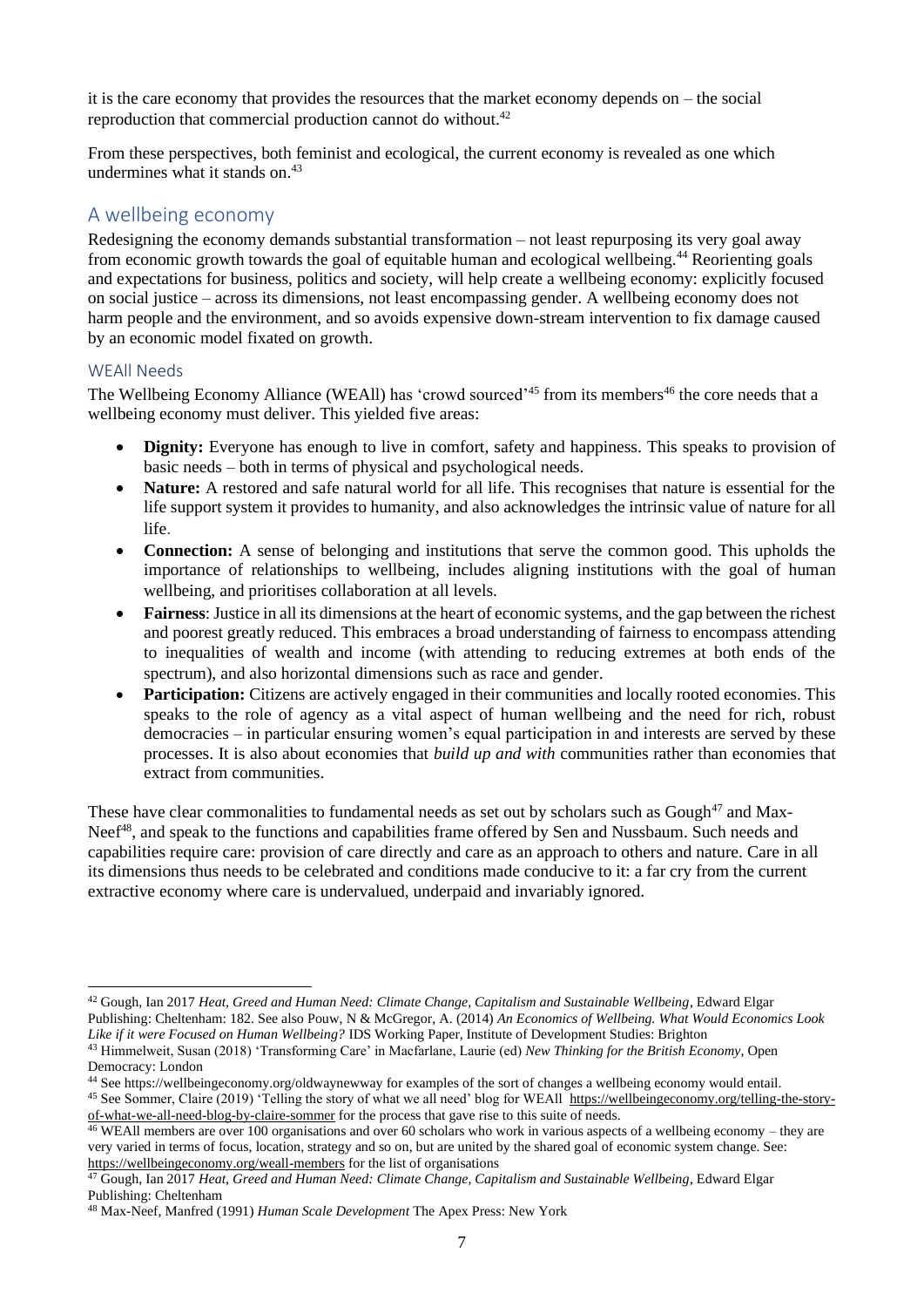it is the care economy that provides the resources that the market economy depends on – the social reproduction that commercial production cannot do without.[42]

From these perspectives, both feminist and ecological, the current economy is revealed as one which undermines what it stands on.[43]

## A wellbeing economy

Redesigning the economy demands substantial transformation – not least repurposing its very goal away from economic growth towards the goal of equitable human and ecological wellbeing.[44] Reorienting goals and expectations for business, politics and society, will help create a wellbeing economy: explicitly focused on social justice – across its dimensions, not least encompassing gender. A wellbeing economy does not harm people and the environment, and so avoids expensive down-stream intervention to fix damage caused by an economic model fixated on growth.

### WEAll Needs

The Wellbeing Economy Alliance (WEAll) has 'crowd sourced'[45] from its members[46] the core needs that a wellbeing economy must deliver. This yielded five areas:

- **Dignity:** Everyone has enough to live in comfort, safety and happiness. This speaks to provision of basic needs – both in terms of physical and psychological needs.
- **Nature:** A restored and safe natural world for all life. This recognises that nature is essential for the life support system it provides to humanity, and also acknowledges the intrinsic value of nature for all life.
- **Connection:** A sense of belonging and institutions that serve the common good. This upholds the importance of relationships to wellbeing, includes aligning institutions with the goal of human wellbeing, and prioritises collaboration at all levels.
- **Fairness**: Justice in all its dimensions at the heart of economic systems, and the gap between the richest and poorest greatly reduced. This embraces a broad understanding of fairness to encompass attending to inequalities of wealth and income (with attending to reducing extremes at both ends of the spectrum), and also horizontal dimensions such as race and gender.
- **Participation:** Citizens are actively engaged in their communities and locally rooted economies. This speaks to the role of agency as a vital aspect of human wellbeing and the need for rich, robust democracies – in particular ensuring women's equal participation in and interests are served by these processes. It is also about economies that *build up and with* communities rather than economies that extract from communities.

These have clear commonalities to fundamental needs as set out by scholars such as Gough[47] and Max-Neef[48], and speak to the functions and capabilities frame offered by Sen and Nussbaum. Such needs and capabilities require care: provision of care directly and care as an approach to others and nature. Care in all its dimensions thus needs to be celebrated and conditions made conducive to it: a far cry from the current extractive economy where care is undervalued, underpaid and invariably ignored.

---

[42] Gough, Ian 2017 *Heat, Greed and Human Need: Climate Change, Capitalism and Sustainable Wellbeing*, Edward Elgar Publishing: Cheltenham: 182. See also Pouw, N & McGregor, A. (2014) *An Economics of Wellbeing. What Would Economics Look Like if it were Focused on Human Wellbeing?* IDS Working Paper, Institute of Development Studies: Brighton

[43] Himmelweit, Susan (2018) 'Transforming Care' in Macfarlane, Laurie (ed) *New Thinking for the British Economy*, Open Democracy: London

[44] See https://wellbeingeconomy.org/oldwaynewway for examples of the sort of changes a wellbeing economy would entail.

[45] See Sommer, Claire (2019) 'Telling the story of what we all need' blog for WEAll https://wellbeingeconomy.org/telling-the-story-of-what-we-all-need-blog-by-claire-sommer for the process that gave rise to this suite of needs.

[46] WEAll members are over 100 organisations and over 60 scholars who work in various aspects of a wellbeing economy – they are very varied in terms of focus, location, strategy and so on, but are united by the shared goal of economic system change. See: https://wellbeingeconomy.org/weall-members for the list of organisations

[47] Gough, Ian 2017 *Heat, Greed and Human Need: Climate Change, Capitalism and Sustainable Wellbeing*, Edward Elgar Publishing: Cheltenham

[48] Max-Neef, Manfred (1991) *Human Scale Development* The Apex Press: New York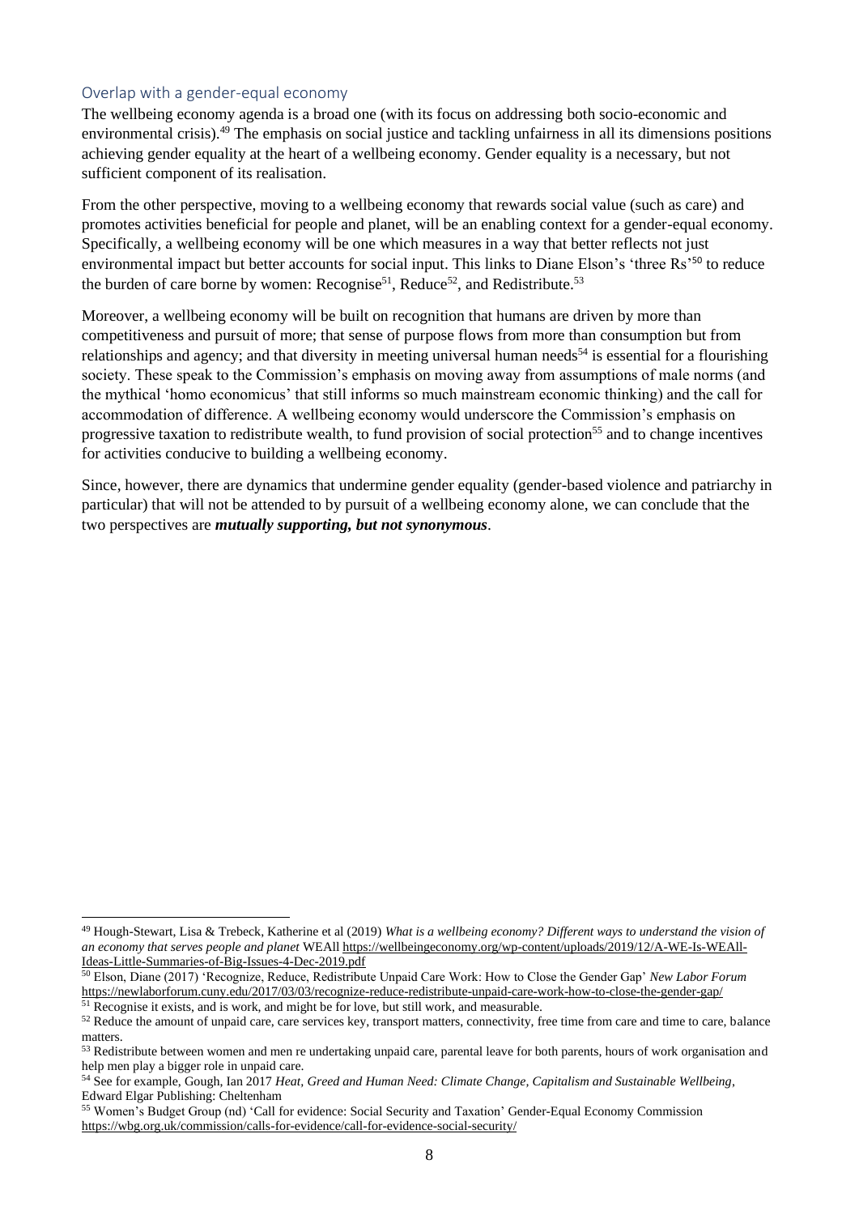## Overlap with a gender-equal economy

The wellbeing economy agenda is a broad one (with its focus on addressing both socio-economic and environmental crisis).[49] The emphasis on social justice and tackling unfairness in all its dimensions positions achieving gender equality at the heart of a wellbeing economy. Gender equality is a necessary, but not sufficient component of its realisation.

From the other perspective, moving to a wellbeing economy that rewards social value (such as care) and promotes activities beneficial for people and planet, will be an enabling context for a gender-equal economy. Specifically, a wellbeing economy will be one which measures in a way that better reflects not just environmental impact but better accounts for social input. This links to Diane Elson's 'three Rs'[50] to reduce the burden of care borne by women: Recognise[51], Reduce[52], and Redistribute.[53]

Moreover, a wellbeing economy will be built on recognition that humans are driven by more than competitiveness and pursuit of more; that sense of purpose flows from more than consumption but from relationships and agency; and that diversity in meeting universal human needs[54] is essential for a flourishing society. These speak to the Commission's emphasis on moving away from assumptions of male norms (and the mythical 'homo economicus' that still informs so much mainstream economic thinking) and the call for accommodation of difference. A wellbeing economy would underscore the Commission's emphasis on progressive taxation to redistribute wealth, to fund provision of social protection[55] and to change incentives for activities conducive to building a wellbeing economy.

Since, however, there are dynamics that undermine gender equality (gender-based violence and patriarchy in particular) that will not be attended to by pursuit of a wellbeing economy alone, we can conclude that the two perspectives are ***mutually supporting, but not synonymous***.

---

[49] Hough-Stewart, Lisa & Trebeck, Katherine et al (2019) *What is a wellbeing economy? Different ways to understand the vision of an economy that serves people and planet* WEAll https://wellbeingeconomy.org/wp-content/uploads/2019/12/A-WE-Is-WEAll-Ideas-Little-Summaries-of-Big-Issues-4-Dec-2019.pdf

[50] Elson, Diane (2017) 'Recognize, Reduce, Redistribute Unpaid Care Work: How to Close the Gender Gap' *New Labor Forum* https://newlaborforum.cuny.edu/2017/03/03/recognize-reduce-redistribute-unpaid-care-work-how-to-close-the-gender-gap/

[51] Recognise it exists, and is work, and might be for love, but still work, and measurable.

[52] Reduce the amount of unpaid care, care services key, transport matters, connectivity, free time from care and time to care, balance matters.

[53] Redistribute between women and men re undertaking unpaid care, parental leave for both parents, hours of work organisation and help men play a bigger role in unpaid care.

[54] See for example, Gough, Ian 2017 *Heat, Greed and Human Need: Climate Change, Capitalism and Sustainable Wellbeing*, Edward Elgar Publishing: Cheltenham

[55] Women's Budget Group (nd) 'Call for evidence: Social Security and Taxation' Gender-Equal Economy Commission https://wbg.org.uk/commission/calls-for-evidence/call-for-evidence-social-security/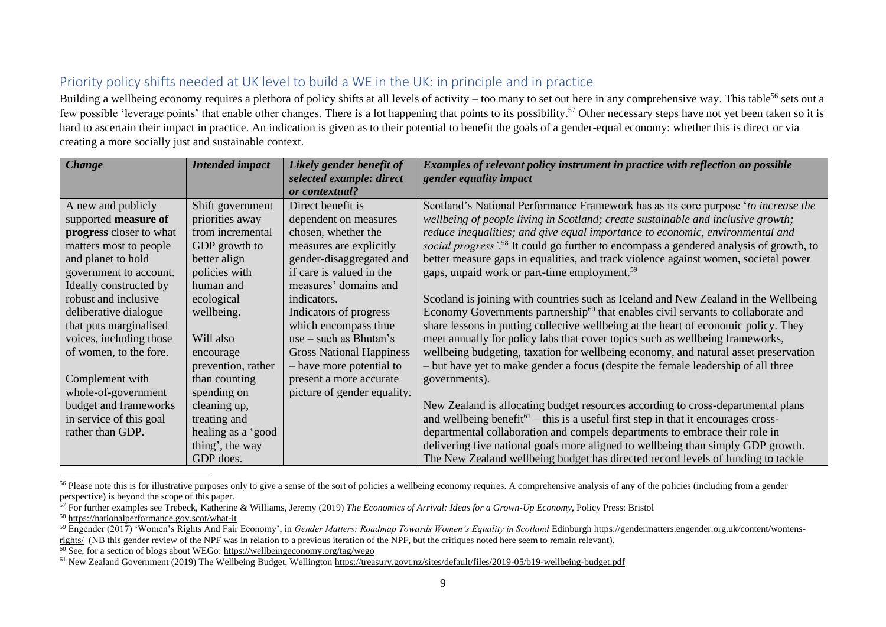## Priority policy shifts needed at UK level to build a WE in the UK: in principle and in practice

Building a wellbeing economy requires a plethora of policy shifts at all levels of activity – too many to set out here in any comprehensive way. This table[56] sets out a few possible 'leverage points' that enable other changes. There is a lot happening that points to its possibility.[57] Other necessary steps have not yet been taken so it is hard to ascertain their impact in practice. An indication is given as to their potential to benefit the goals of a gender-equal economy: whether this is direct or via creating a more socially just and sustainable context.

| ***Change*** | ***Intended impact*** | ***Likely gender benefit of selected example: direct or contextual?*** | ***Examples of relevant policy instrument in practice with reflection on possible gender equality impact*** |
|---|---|---|---|
| A new and publicly supported **measure of progress** closer to what matters most to people and planet to hold government to account. Ideally constructed by robust and inclusive deliberative dialogue that puts marginalised voices, including those of women, to the fore.<br><br>Complement with whole-of-government budget and frameworks in service of this goal rather than GDP. | Shift government priorities away from incremental GDP growth to better align policies with human and ecological wellbeing.<br><br>Will also encourage prevention, rather than counting spending on cleaning up, treating and healing as a 'good thing', the way GDP does. | Direct benefit is dependent on measures chosen, whether the measures are explicitly gender-disaggregated and if care is valued in the measures' domains and indicators.<br>Indicators of progress which encompass time use – such as Bhutan's Gross National Happiness – have more potential to present a more accurate picture of gender equality. | Scotland's National Performance Framework has as its core purpose '*to increase the wellbeing of people living in Scotland; create sustainable and inclusive growth; reduce inequalities; and give equal importance to economic, environmental and social progress'*.[58] It could go further to encompass a gendered analysis of growth, to better measure gaps in equalities, and track violence against women, societal power gaps, unpaid work or part-time employment.[59]<br><br>Scotland is joining with countries such as Iceland and New Zealand in the Wellbeing Economy Governments partnership[60] that enables civil servants to collaborate and share lessons in putting collective wellbeing at the heart of economic policy. They meet annually for policy labs that cover topics such as wellbeing frameworks, wellbeing budgeting, taxation for wellbeing economy, and natural asset preservation – but have yet to make gender a focus (despite the female leadership of all three governments).<br><br>New Zealand is allocating budget resources according to cross-departmental plans and wellbeing benefit[61] – this is a useful first step in that it encourages cross-departmental collaboration and compels departments to embrace their role in delivering five national goals more aligned to wellbeing than simply GDP growth. The New Zealand wellbeing budget has directed record levels of funding to tackle |

[56] Please note this is for illustrative purposes only to give a sense of the sort of policies a wellbeing economy requires. A comprehensive analysis of any of the policies (including from a gender perspective) is beyond the scope of this paper.

[57] For further examples see Trebeck, Katherine & Williams, Jeremy (2019) *The Economics of Arrival: Ideas for a Grown-Up Economy*, Policy Press: Bristol

[58] https://nationalperformance.gov.scot/what-it

[59] Engender (2017) 'Women's Rights And Fair Economy', in *Gender Matters: Roadmap Towards Women's Equality in Scotland* Edinburgh https://gendermatters.engender.org.uk/content/womens-rights/ (NB this gender review of the NPF was in relation to a previous iteration of the NPF, but the critiques noted here seem to remain relevant).

[60] See, for a section of blogs about WEGo: https://wellbeingeconomy.org/tag/wego

[61] New Zealand Government (2019) The Wellbeing Budget, Wellington https://treasury.govt.nz/sites/default/files/2019-05/b19-wellbeing-budget.pdf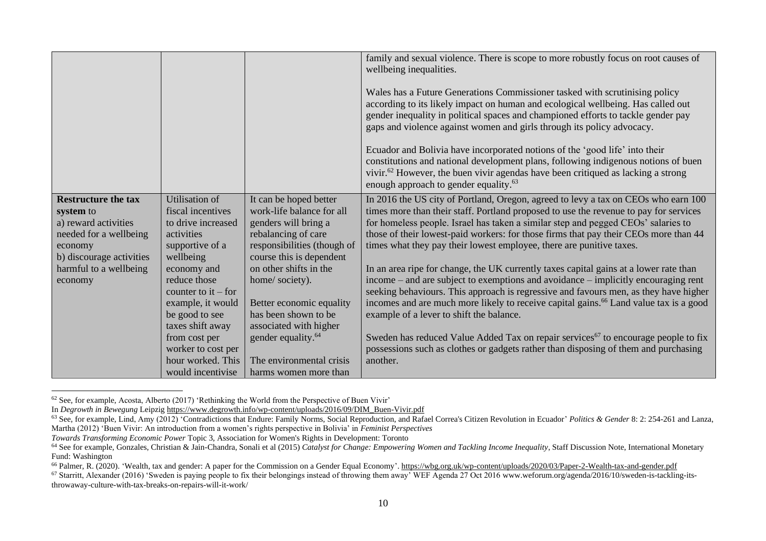| | | | |
|---|---|---|---|
| | | | family and sexual violence. There is scope to more robustly focus on root causes of wellbeing inequalities.<br><br>Wales has a Future Generations Commissioner tasked with scrutinising policy according to its likely impact on human and ecological wellbeing. Has called out gender inequality in political spaces and championed efforts to tackle gender pay gaps and violence against women and girls through its policy advocacy.<br><br>Ecuador and Bolivia have incorporated notions of the 'good life' into their constitutions and national development plans, following indigenous notions of buen vivir.[62] However, the buen vivir agendas have been critiqued as lacking a strong enough approach to gender equality.[63] |
| **Restructure the tax system** to<br>a) reward activities needed for a wellbeing economy<br>b) discourage activities harmful to a wellbeing economy | Utilisation of fiscal incentives to drive increased activities supportive of a wellbeing economy and reduce those counter to it – for example, it would be good to see taxes shift away from cost per worker to cost per hour worked. This would incentivise | It can be hoped better work-life balance for all genders will bring a rebalancing of care responsibilities (though of course this is dependent on other shifts in the home/ society).<br><br>Better economic equality has been shown to be associated with higher gender equality.[64]<br><br>The environmental crisis harms women more than | In 2016 the US city of Portland, Oregon, agreed to levy a tax on CEOs who earn 100 times more than their staff. Portland proposed to use the revenue to pay for services for homeless people. Israel has taken a similar step and pegged CEOs' salaries to those of their lowest-paid workers: for those firms that pay their CEOs more than 44 times what they pay their lowest employee, there are punitive taxes.<br><br>In an area ripe for change, the UK currently taxes capital gains at a lower rate than income – and are subject to exemptions and avoidance – implicitly encouraging rent seeking behaviours. This approach is regressive and favours men, as they have higher incomes and are much more likely to receive capital gains.[66] Land value tax is a good example of a lever to shift the balance.<br><br>Sweden has reduced Value Added Tax on repair services[67] to encourage people to fix possessions such as clothes or gadgets rather than disposing of them and purchasing another. |

[62] See, for example, Acosta, Alberto (2017) 'Rethinking the World from the Perspective of Buen Vivir' In *Degrowth in Bewegung* Leipzig https://www.degrowth.info/wp-content/uploads/2016/09/DIM_Buen-Vivir.pdf

[63] See, for example, Lind, Amy (2012) 'Contradictions that Endure: Family Norms, Social Reproduction, and Rafael Correa's Citizen Revolution in Ecuador' *Politics & Gender* 8: 2: 254-261 and Lanza, Martha (2012) 'Buen Vivir: An introduction from a women's rights perspective in Bolivia' in *Feminist Perspectives Towards Transforming Economic Power* Topic 3, Association for Women's Rights in Development: Toronto

[64] See for example, Gonzales, Christian & Jain-Chandra, Sonali et al (2015) *Catalyst for Change: Empowering Women and Tackling Income Inequality*, Staff Discussion Note, International Monetary Fund: Washington

[66] Palmer, R. (2020). 'Wealth, tax and gender: A paper for the Commission on a Gender Equal Economy'. https://wbg.org.uk/wp-content/uploads/2020/03/Paper-2-Wealth-tax-and-gender.pdf

[67] Starritt, Alexander (2016) 'Sweden is paying people to fix their belongings instead of throwing them away' WEF Agenda 27 Oct 2016 www.weforum.org/agenda/2016/10/sweden-is-tackling-its-throwaway-culture-with-tax-breaks-on-repairs-will-it-work/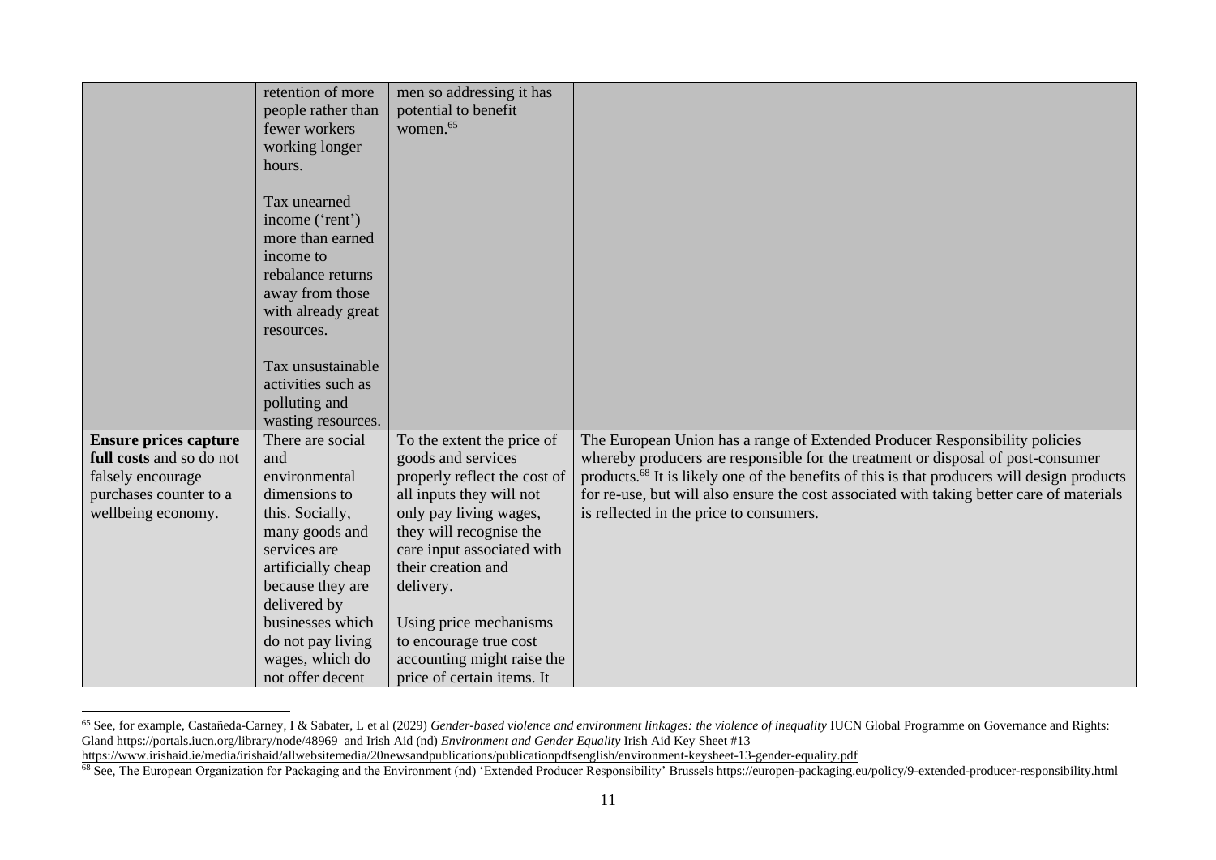| | | | |
|---|---|---|---|
| | retention of more people rather than fewer workers working longer hours.<br><br>Tax unearned income ('rent') more than earned income to rebalance returns away from those with already great resources.<br><br>Tax unsustainable activities such as polluting and wasting resources. | men so addressing it has potential to benefit women.[65] | |
| **Ensure prices capture full costs** and so do not falsely encourage purchases counter to a wellbeing economy. | There are social and environmental dimensions to this. Socially, many goods and services are artificially cheap because they are delivered by businesses which do not pay living wages, which do not offer decent | To the extent the price of goods and services properly reflect the cost of all inputs they will not only pay living wages, they will recognise the care input associated with their creation and delivery.<br><br>Using price mechanisms to encourage true cost accounting might raise the price of certain items. It | The European Union has a range of Extended Producer Responsibility policies whereby producers are responsible for the treatment or disposal of post-consumer products.[68] It is likely one of the benefits of this is that producers will design products for re-use, but will also ensure the cost associated with taking better care of materials is reflected in the price to consumers. |

[65] See, for example, Castañeda-Carney, I & Sabater, L et al (2029) *Gender-based violence and environment linkages: the violence of inequality* IUCN Global Programme on Governance and Rights: Gland https://portals.iucn.org/library/node/48969 and Irish Aid (nd) *Environment and Gender Equality* Irish Aid Key Sheet #13 https://www.irishaid.ie/media/irishaid/allwebsitemedia/20newsandpublications/publicationpdfsenglish/environment-keysheet-13-gender-equality.pdf

[68] See, The European Organization for Packaging and the Environment (nd) 'Extended Producer Responsibility' Brussels https://europen-packaging.eu/policy/9-extended-producer-responsibility.html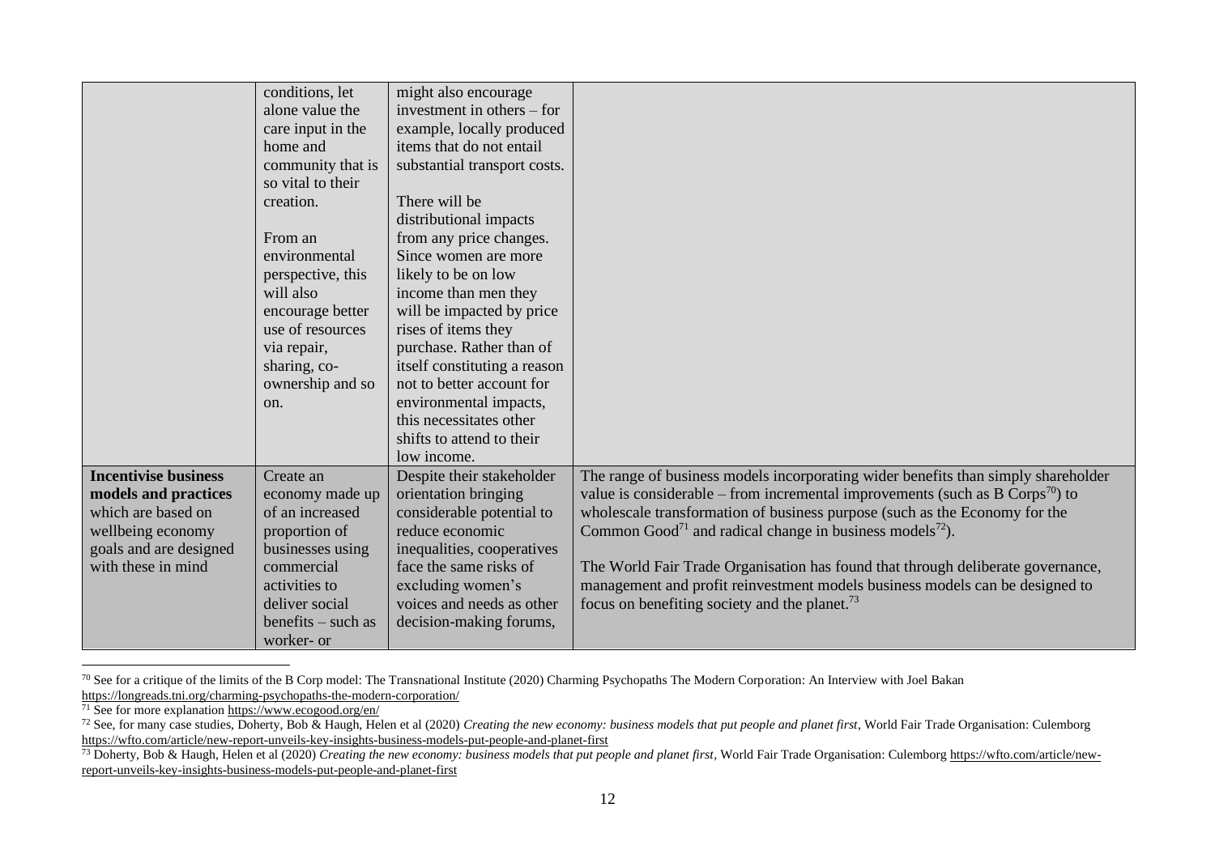| | | | |
|---|---|---|---|
| | conditions, let alone value the care input in the home and community that is so vital to their creation.<br><br>From an environmental perspective, this will also encourage better use of resources via repair, sharing, co-ownership and so on. | might also encourage investment in others – for example, locally produced items that do not entail substantial transport costs.<br><br>There will be distributional impacts from any price changes. Since women are more likely to be on low income than men they will be impacted by price rises of items they purchase. Rather than of itself constituting a reason not to better account for environmental impacts, this necessitates other shifts to attend to their low income. | |
| **Incentivise business models and practices** which are based on wellbeing economy goals and are designed with these in mind | Create an economy made up of an increased proportion of businesses using commercial activities to deliver social benefits – such as worker- or | Despite their stakeholder orientation bringing considerable potential to reduce economic inequalities, cooperatives face the same risks of excluding women's voices and needs as other decision-making forums, | The range of business models incorporating wider benefits than simply shareholder value is considerable – from incremental improvements (such as B Corps[70]) to wholescale transformation of business purpose (such as the Economy for the Common Good[71] and radical change in business models[72]).<br><br>The World Fair Trade Organisation has found that through deliberate governance, management and profit reinvestment models business models can be designed to focus on benefiting society and the planet.[73] |

[70] See for a critique of the limits of the B Corp model: The Transnational Institute (2020) Charming Psychopaths The Modern Corporation: An Interview with Joel Bakan https://longreads.tni.org/charming-psychopaths-the-modern-corporation/

[71] See for more explanation https://www.ecogood.org/en/

[72] See, for many case studies, Doherty, Bob & Haugh, Helen et al (2020) *Creating the new economy: business models that put people and planet first*, World Fair Trade Organisation: Culemborg https://wfto.com/article/new-report-unveils-key-insights-business-models-put-people-and-planet-first

[73] Doherty, Bob & Haugh, Helen et al (2020) *Creating the new economy: business models that put people and planet first*, World Fair Trade Organisation: Culemborg https://wfto.com/article/new-report-unveils-key-insights-business-models-put-people-and-planet-first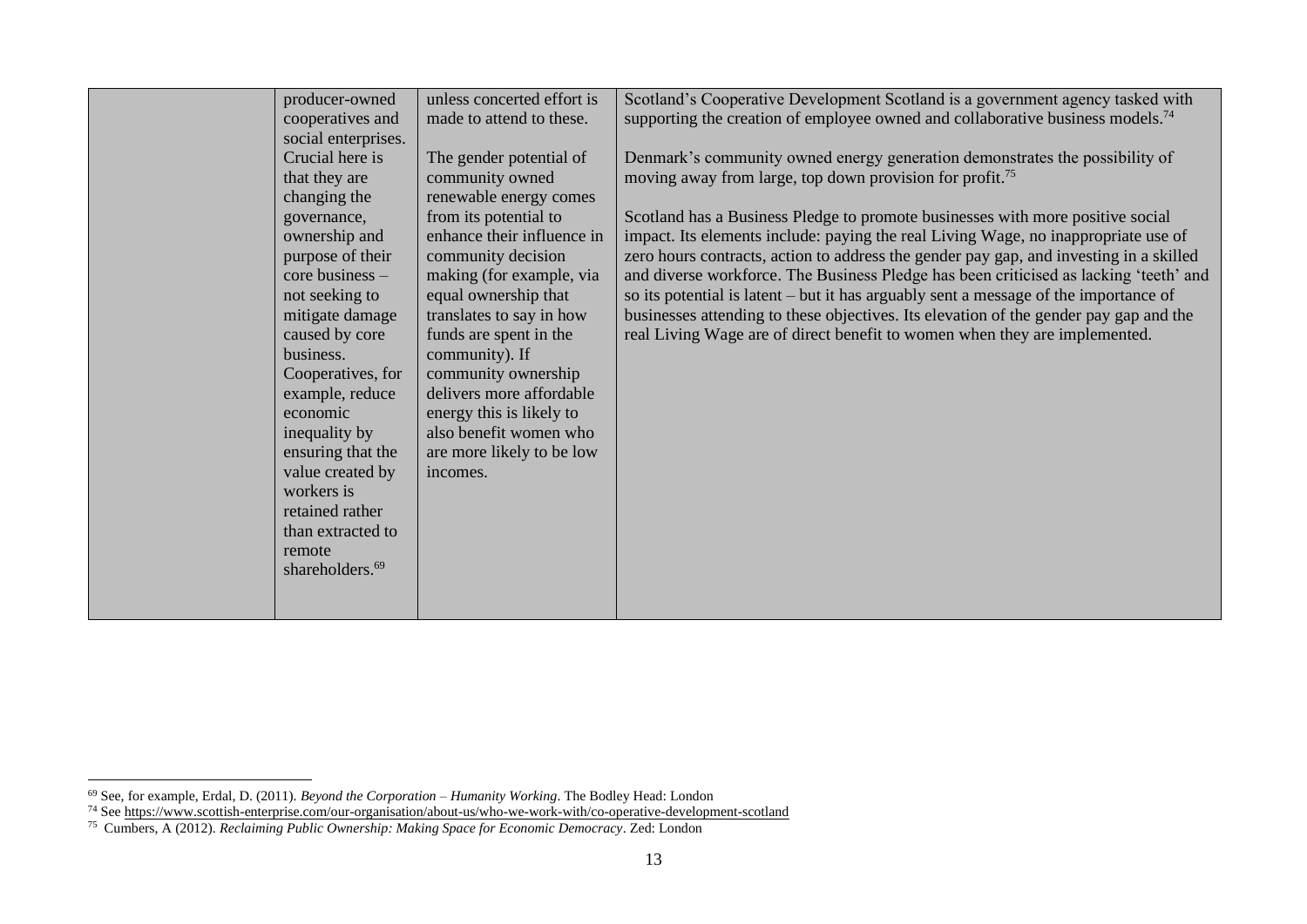| | | | |
|---|---|---|---|
| | producer-owned cooperatives and social enterprises. Crucial here is that they are changing the governance, ownership and purpose of their core business – not seeking to mitigate damage caused by core business. Cooperatives, for example, reduce economic inequality by ensuring that the value created by workers is retained rather than extracted to remote shareholders.[69] | unless concerted effort is made to attend to these.<br><br>The gender potential of community owned renewable energy comes from its potential to enhance their influence in community decision making (for example, via equal ownership that translates to say in how funds are spent in the community). If community ownership delivers more affordable energy this is likely to also benefit women who are more likely to be low incomes. | Scotland's Cooperative Development Scotland is a government agency tasked with supporting the creation of employee owned and collaborative business models.[74]<br><br>Denmark's community owned energy generation demonstrates the possibility of moving away from large, top down provision for profit.[75]<br><br>Scotland has a Business Pledge to promote businesses with more positive social impact. Its elements include: paying the real Living Wage, no inappropriate use of zero hours contracts, action to address the gender pay gap, and investing in a skilled and diverse workforce. The Business Pledge has been criticised as lacking 'teeth' and so its potential is latent – but it has arguably sent a message of the importance of businesses attending to these objectives. Its elevation of the gender pay gap and the real Living Wage are of direct benefit to women when they are implemented. |

[69] See, for example, Erdal, D. (2011). *Beyond the Corporation – Humanity Working*. The Bodley Head: London

[74] See https://www.scottish-enterprise.com/our-organisation/about-us/who-we-work-with/co-operative-development-scotland

[75] Cumbers, A (2012). *Reclaiming Public Ownership: Making Space for Economic Democracy*. Zed: London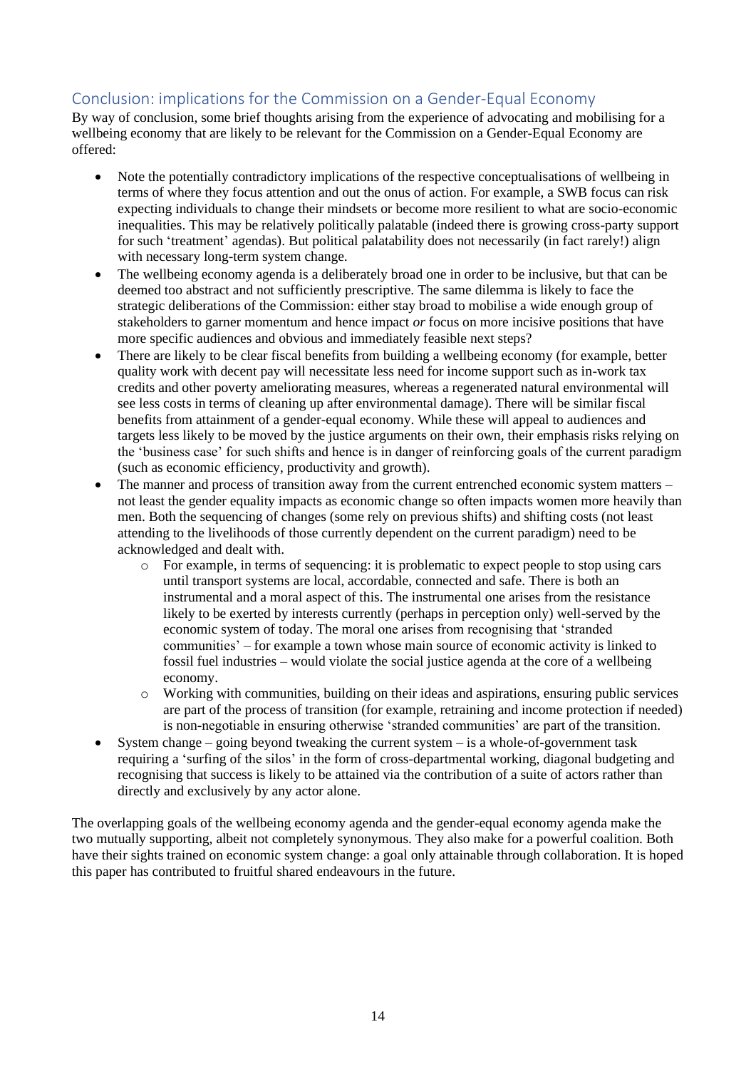## Conclusion: implications for the Commission on a Gender-Equal Economy

By way of conclusion, some brief thoughts arising from the experience of advocating and mobilising for a wellbeing economy that are likely to be relevant for the Commission on a Gender-Equal Economy are offered:

- Note the potentially contradictory implications of the respective conceptualisations of wellbeing in terms of where they focus attention and out the onus of action. For example, a SWB focus can risk expecting individuals to change their mindsets or become more resilient to what are socio-economic inequalities. This may be relatively politically palatable (indeed there is growing cross-party support for such 'treatment' agendas). But political palatability does not necessarily (in fact rarely!) align with necessary long-term system change.
- The wellbeing economy agenda is a deliberately broad one in order to be inclusive, but that can be deemed too abstract and not sufficiently prescriptive. The same dilemma is likely to face the strategic deliberations of the Commission: either stay broad to mobilise a wide enough group of stakeholders to garner momentum and hence impact *or* focus on more incisive positions that have more specific audiences and obvious and immediately feasible next steps?
- There are likely to be clear fiscal benefits from building a wellbeing economy (for example, better quality work with decent pay will necessitate less need for income support such as in-work tax credits and other poverty ameliorating measures, whereas a regenerated natural environmental will see less costs in terms of cleaning up after environmental damage). There will be similar fiscal benefits from attainment of a gender-equal economy. While these will appeal to audiences and targets less likely to be moved by the justice arguments on their own, their emphasis risks relying on the 'business case' for such shifts and hence is in danger of reinforcing goals of the current paradigm (such as economic efficiency, productivity and growth).
- The manner and process of transition away from the current entrenched economic system matters – not least the gender equality impacts as economic change so often impacts women more heavily than men. Both the sequencing of changes (some rely on previous shifts) and shifting costs (not least attending to the livelihoods of those currently dependent on the current paradigm) need to be acknowledged and dealt with.
    - For example, in terms of sequencing: it is problematic to expect people to stop using cars until transport systems are local, accordable, connected and safe. There is both an instrumental and a moral aspect of this. The instrumental one arises from the resistance likely to be exerted by interests currently (perhaps in perception only) well-served by the economic system of today. The moral one arises from recognising that 'stranded communities' – for example a town whose main source of economic activity is linked to fossil fuel industries – would violate the social justice agenda at the core of a wellbeing economy.
    - Working with communities, building on their ideas and aspirations, ensuring public services are part of the process of transition (for example, retraining and income protection if needed) is non-negotiable in ensuring otherwise 'stranded communities' are part of the transition.
- System change – going beyond tweaking the current system – is a whole-of-government task requiring a 'surfing of the silos' in the form of cross-departmental working, diagonal budgeting and recognising that success is likely to be attained via the contribution of a suite of actors rather than directly and exclusively by any actor alone.

The overlapping goals of the wellbeing economy agenda and the gender-equal economy agenda make the two mutually supporting, albeit not completely synonymous. They also make for a powerful coalition. Both have their sights trained on economic system change: a goal only attainable through collaboration. It is hoped this paper has contributed to fruitful shared endeavours in the future.